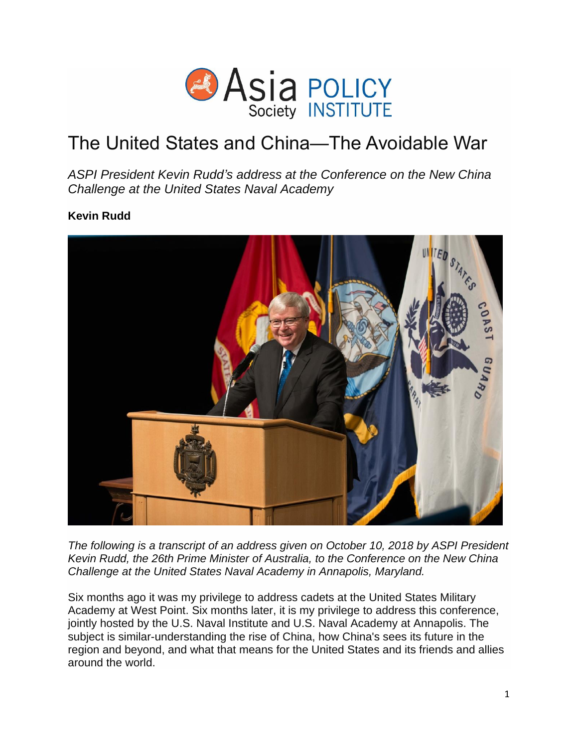# The United States and China—The Avoidable War

*ASPI President Kevin Rudd's address at the Conference on the New China Challenge at the United States Naval Academy*

**Kevin Rudd**

*The following is a transcript of an address given on October 10, 2018 by ASPI President Kevin Rudd, the 26th Prime Minister of Australia, to the Conference on the New China Challenge at the United States Naval Academy in Annapolis, Maryland.*

Six months ago it was my privilege to address cadets at the United States Military Academy at West Point. Six months later, it is my privilege to address this conference, jointly hosted by the U.S. Naval Institute and U.S. Naval Academy at Annapolis. The subject is similar-understanding the rise of China, how China's sees its future in the region and beyond, and what that means for the United States and its friends and allies around the world.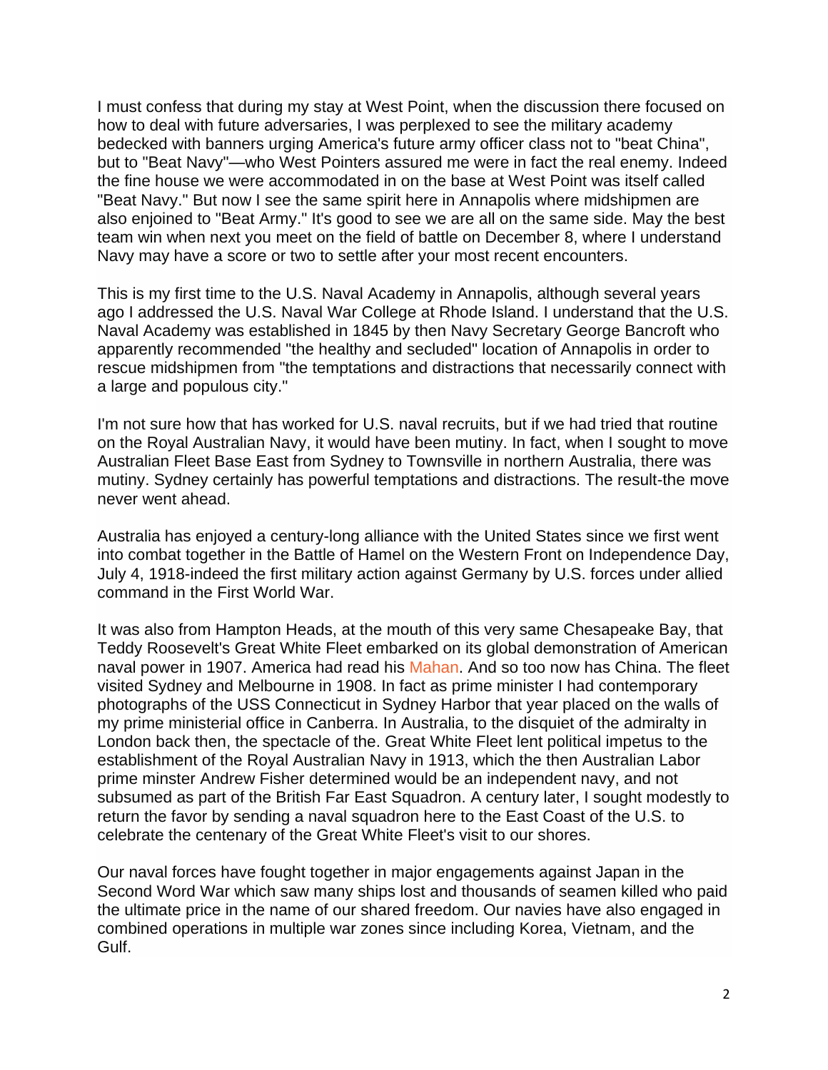I must confess that during my stay at West Point, when the discussion there focused on how to deal with future adversaries, I was perplexed to see the military academy bedecked with banners urging America's future army officer class not to "beat China", but to "Beat Navy"—who West Pointers assured me were in fact the real enemy. Indeed the fine house we were accommodated in on the base at West Point was itself called "Beat Navy." But now I see the same spirit here in Annapolis where midshipmen are also enjoined to "Beat Army." It's good to see we are all on the same side. May the best team win when next you meet on the field of battle on December 8, where I understand Navy may have a score or two to settle after your most recent encounters.

This is my first time to the U.S. Naval Academy in Annapolis, although several years ago I addressed the U.S. Naval War College at Rhode Island. I understand that the U.S. Naval Academy was established in 1845 by then Navy Secretary George Bancroft who apparently recommended "the healthy and secluded" location of Annapolis in order to rescue midshipmen from "the temptations and distractions that necessarily connect with a large and populous city."

I'm not sure how that has worked for U.S. naval recruits, but if we had tried that routine on the Royal Australian Navy, it would have been mutiny. In fact, when I sought to move Australian Fleet Base East from Sydney to Townsville in northern Australia, there was mutiny. Sydney certainly has powerful temptations and distractions. The result-the move never went ahead.

Australia has enjoyed a century-long alliance with the United States since we first went into combat together in the Battle of Hamel on the Western Front on Independence Day, July 4, 1918-indeed the first military action against Germany by U.S. forces under allied command in the First World War.

It was also from Hampton Heads, at the mouth of this very same Chesapeake Bay, that Teddy Roosevelt's Great White Fleet embarked on its global demonstration of American naval power in 1907. America had read his Mahan. And so too now has China. The fleet visited Sydney and Melbourne in 1908. In fact as prime minister I had contemporary photographs of the USS Connecticut in Sydney Harbor that year placed on the walls of my prime ministerial office in Canberra. In Australia, to the disquiet of the admiralty in London back then, the spectacle of the. Great White Fleet lent political impetus to the establishment of the Royal Australian Navy in 1913, which the then Australian Labor prime minster Andrew Fisher determined would be an independent navy, and not subsumed as part of the British Far East Squadron. A century later, I sought modestly to return the favor by sending a naval squadron here to the East Coast of the U.S. to celebrate the centenary of the Great White Fleet's visit to our shores.

Our naval forces have fought together in major engagements against Japan in the Second Word War which saw many ships lost and thousands of seamen killed who paid the ultimate price in the name of our shared freedom. Our navies have also engaged in combined operations in multiple war zones since including Korea, Vietnam, and the Gulf.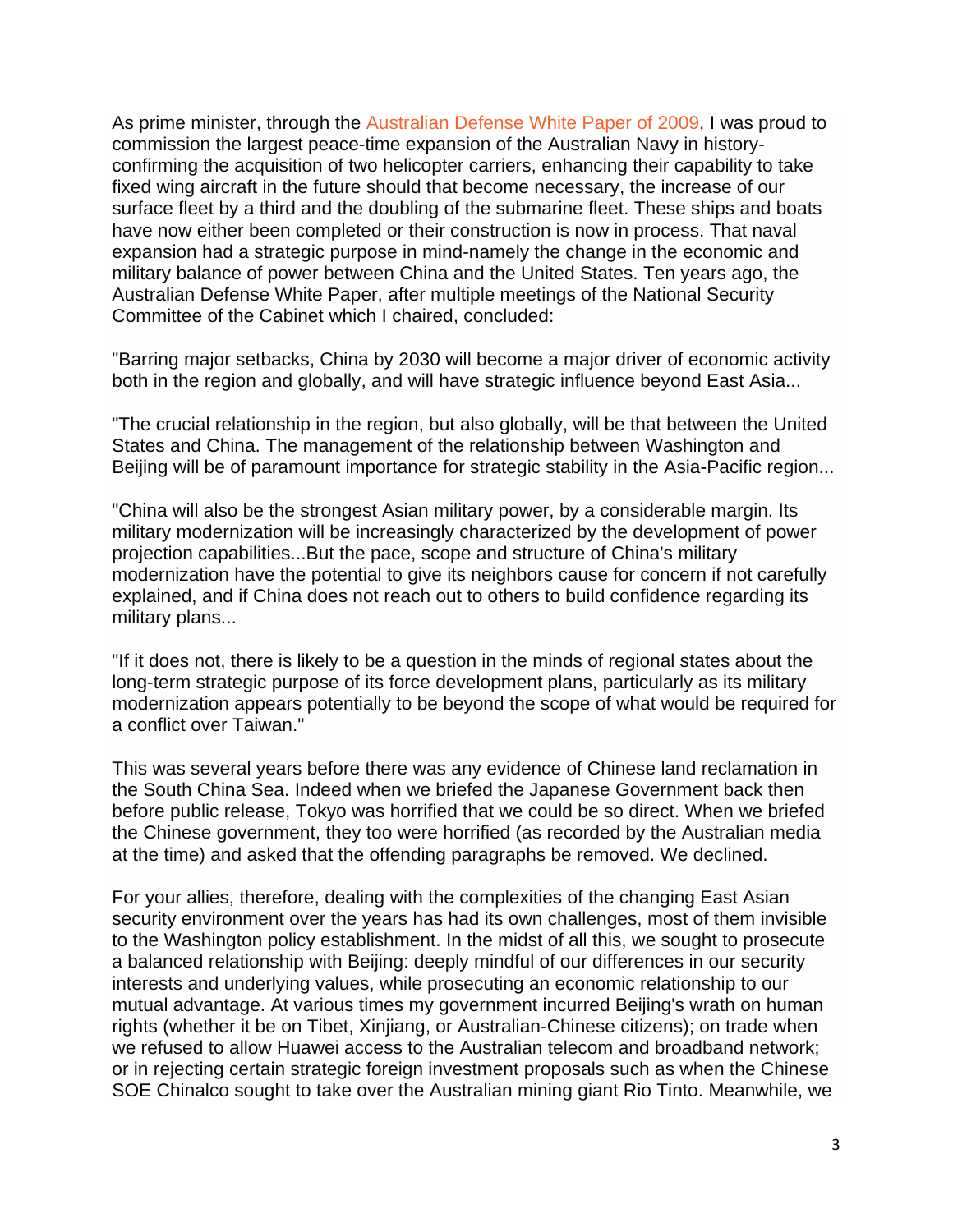As prime minister, through the Australian Defense White Paper of 2009, I was proud to commission the largest peace-time expansion of the Australian Navy in history-confirming the acquisition of two helicopter carriers, enhancing their capability to take fixed wing aircraft in the future should that become necessary, the increase of our surface fleet by a third and the doubling of the submarine fleet. These ships and boats have now either been completed or their construction is now in process. That naval expansion had a strategic purpose in mind-namely the change in the economic and military balance of power between China and the United States. Ten years ago, the Australian Defense White Paper, after multiple meetings of the National Security Committee of the Cabinet which I chaired, concluded:

"Barring major setbacks, China by 2030 will become a major driver of economic activity both in the region and globally, and will have strategic influence beyond East Asia...

"The crucial relationship in the region, but also globally, will be that between the United States and China. The management of the relationship between Washington and Beijing will be of paramount importance for strategic stability in the Asia-Pacific region...

"China will also be the strongest Asian military power, by a considerable margin. Its military modernization will be increasingly characterized by the development of power projection capabilities...But the pace, scope and structure of China's military modernization have the potential to give its neighbors cause for concern if not carefully explained, and if China does not reach out to others to build confidence regarding its military plans...

"If it does not, there is likely to be a question in the minds of regional states about the long-term strategic purpose of its force development plans, particularly as its military modernization appears potentially to be beyond the scope of what would be required for a conflict over Taiwan."

This was several years before there was any evidence of Chinese land reclamation in the South China Sea. Indeed when we briefed the Japanese Government back then before public release, Tokyo was horrified that we could be so direct. When we briefed the Chinese government, they too were horrified (as recorded by the Australian media at the time) and asked that the offending paragraphs be removed. We declined.

For your allies, therefore, dealing with the complexities of the changing East Asian security environment over the years has had its own challenges, most of them invisible to the Washington policy establishment. In the midst of all this, we sought to prosecute a balanced relationship with Beijing: deeply mindful of our differences in our security interests and underlying values, while prosecuting an economic relationship to our mutual advantage. At various times my government incurred Beijing's wrath on human rights (whether it be on Tibet, Xinjiang, or Australian-Chinese citizens); on trade when we refused to allow Huawei access to the Australian telecom and broadband network; or in rejecting certain strategic foreign investment proposals such as when the Chinese SOE Chinalco sought to take over the Australian mining giant Rio Tinto. Meanwhile, we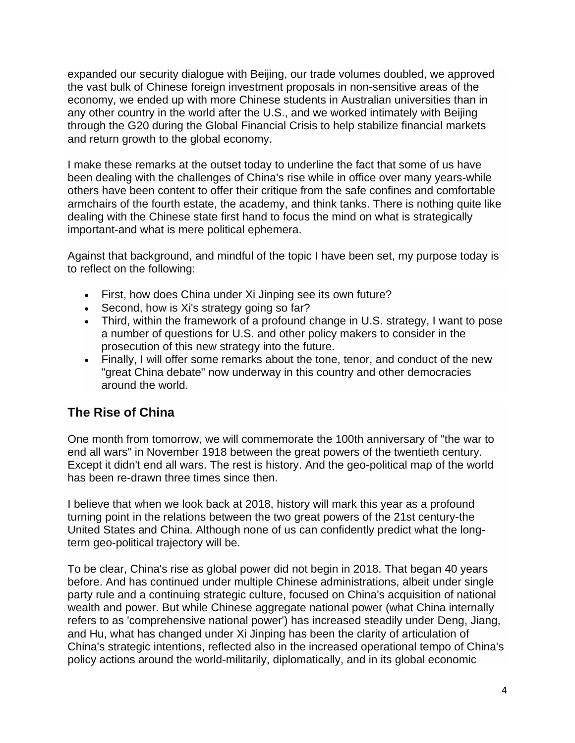expanded our security dialogue with Beijing, our trade volumes doubled, we approved the vast bulk of Chinese foreign investment proposals in non-sensitive areas of the economy, we ended up with more Chinese students in Australian universities than in any other country in the world after the U.S., and we worked intimately with Beijing through the G20 during the Global Financial Crisis to help stabilize financial markets and return growth to the global economy.

I make these remarks at the outset today to underline the fact that some of us have been dealing with the challenges of China's rise while in office over many years-while others have been content to offer their critique from the safe confines and comfortable armchairs of the fourth estate, the academy, and think tanks. There is nothing quite like dealing with the Chinese state first hand to focus the mind on what is strategically important-and what is mere political ephemera.

Against that background, and mindful of the topic I have been set, my purpose today is to reflect on the following:

- First, how does China under Xi Jinping see its own future?
- Second, how is Xi's strategy going so far?
- Third, within the framework of a profound change in U.S. strategy, I want to pose a number of questions for U.S. and other policy makers to consider in the prosecution of this new strategy into the future.
- Finally, I will offer some remarks about the tone, tenor, and conduct of the new "great China debate" now underway in this country and other democracies around the world.

## The Rise of China

One month from tomorrow, we will commemorate the 100th anniversary of "the war to end all wars" in November 1918 between the great powers of the twentieth century. Except it didn't end all wars. The rest is history. And the geo-political map of the world has been re-drawn three times since then.

I believe that when we look back at 2018, history will mark this year as a profound turning point in the relations between the two great powers of the 21st century-the United States and China. Although none of us can confidently predict what the long-term geo-political trajectory will be.

To be clear, China's rise as global power did not begin in 2018. That began 40 years before. And has continued under multiple Chinese administrations, albeit under single party rule and a continuing strategic culture, focused on China's acquisition of national wealth and power. But while Chinese aggregate national power (what China internally refers to as 'comprehensive national power') has increased steadily under Deng, Jiang, and Hu, what has changed under Xi Jinping has been the clarity of articulation of China's strategic intentions, reflected also in the increased operational tempo of China's policy actions around the world-militarily, diplomatically, and in its global economic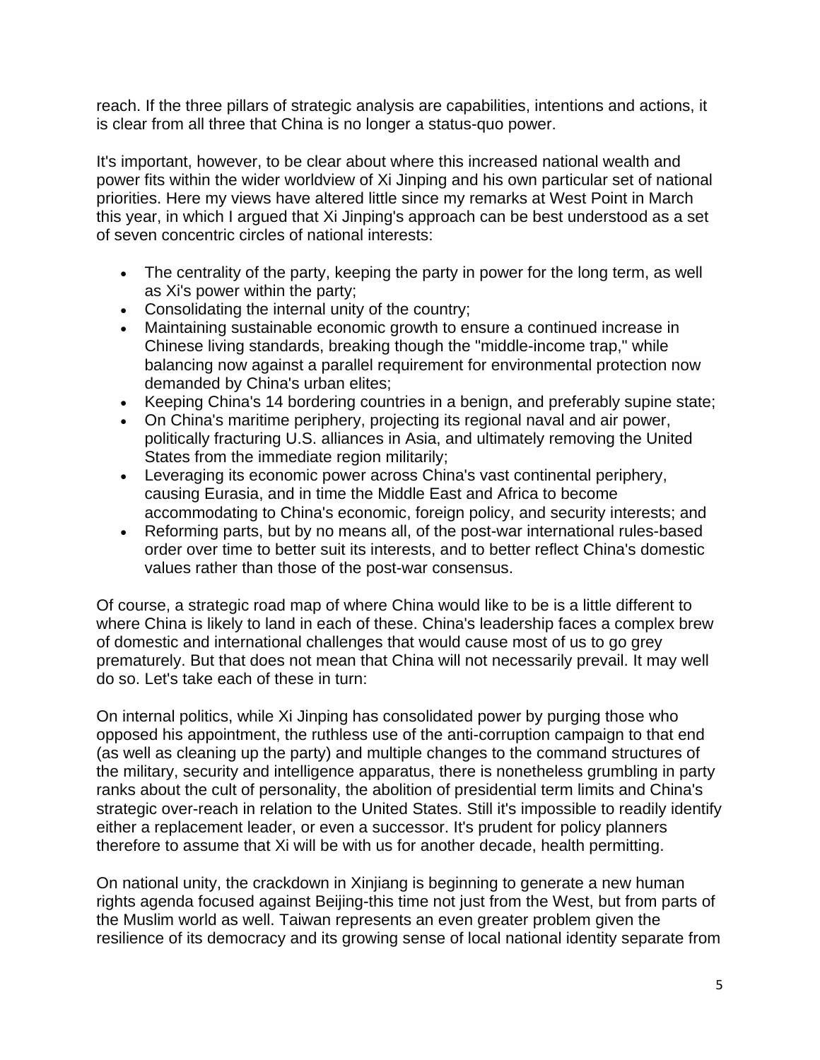reach. If the three pillars of strategic analysis are capabilities, intentions and actions, it is clear from all three that China is no longer a status-quo power.

It's important, however, to be clear about where this increased national wealth and power fits within the wider worldview of Xi Jinping and his own particular set of national priorities. Here my views have altered little since my remarks at West Point in March this year, in which I argued that Xi Jinping's approach can be best understood as a set of seven concentric circles of national interests:

- The centrality of the party, keeping the party in power for the long term, as well as Xi's power within the party;
- Consolidating the internal unity of the country;
- Maintaining sustainable economic growth to ensure a continued increase in Chinese living standards, breaking though the "middle-income trap," while balancing now against a parallel requirement for environmental protection now demanded by China's urban elites;
- Keeping China's 14 bordering countries in a benign, and preferably supine state;
- On China's maritime periphery, projecting its regional naval and air power, politically fracturing U.S. alliances in Asia, and ultimately removing the United States from the immediate region militarily;
- Leveraging its economic power across China's vast continental periphery, causing Eurasia, and in time the Middle East and Africa to become accommodating to China's economic, foreign policy, and security interests; and
- Reforming parts, but by no means all, of the post-war international rules-based order over time to better suit its interests, and to better reflect China's domestic values rather than those of the post-war consensus.

Of course, a strategic road map of where China would like to be is a little different to where China is likely to land in each of these. China's leadership faces a complex brew of domestic and international challenges that would cause most of us to go grey prematurely. But that does not mean that China will not necessarily prevail. It may well do so. Let's take each of these in turn:

On internal politics, while Xi Jinping has consolidated power by purging those who opposed his appointment, the ruthless use of the anti-corruption campaign to that end (as well as cleaning up the party) and multiple changes to the command structures of the military, security and intelligence apparatus, there is nonetheless grumbling in party ranks about the cult of personality, the abolition of presidential term limits and China's strategic over-reach in relation to the United States. Still it's impossible to readily identify either a replacement leader, or even a successor. It's prudent for policy planners therefore to assume that Xi will be with us for another decade, health permitting.

On national unity, the crackdown in Xinjiang is beginning to generate a new human rights agenda focused against Beijing-this time not just from the West, but from parts of the Muslim world as well. Taiwan represents an even greater problem given the resilience of its democracy and its growing sense of local national identity separate from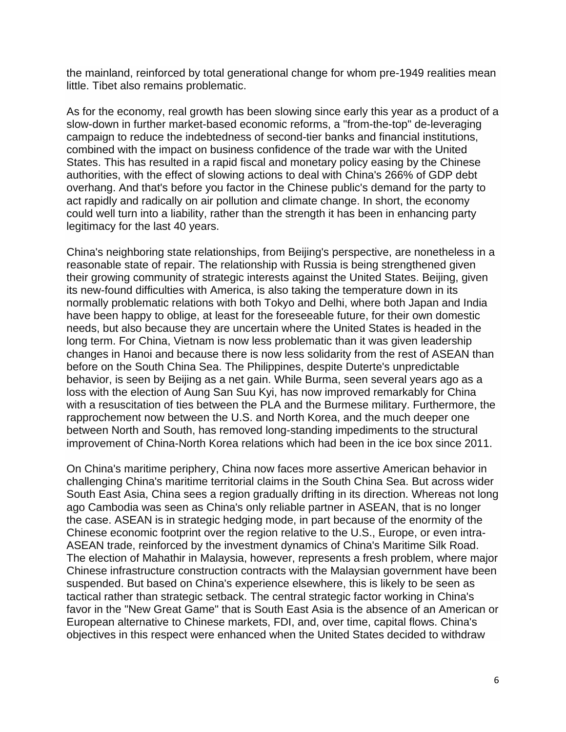the mainland, reinforced by total generational change for whom pre-1949 realities mean little. Tibet also remains problematic.

As for the economy, real growth has been slowing since early this year as a product of a slow-down in further market-based economic reforms, a "from-the-top" de-leveraging campaign to reduce the indebtedness of second-tier banks and financial institutions, combined with the impact on business confidence of the trade war with the United States. This has resulted in a rapid fiscal and monetary policy easing by the Chinese authorities, with the effect of slowing actions to deal with China's 266% of GDP debt overhang. And that's before you factor in the Chinese public's demand for the party to act rapidly and radically on air pollution and climate change. In short, the economy could well turn into a liability, rather than the strength it has been in enhancing party legitimacy for the last 40 years.

China's neighboring state relationships, from Beijing's perspective, are nonetheless in a reasonable state of repair. The relationship with Russia is being strengthened given their growing community of strategic interests against the United States. Beijing, given its new-found difficulties with America, is also taking the temperature down in its normally problematic relations with both Tokyo and Delhi, where both Japan and India have been happy to oblige, at least for the foreseeable future, for their own domestic needs, but also because they are uncertain where the United States is headed in the long term. For China, Vietnam is now less problematic than it was given leadership changes in Hanoi and because there is now less solidarity from the rest of ASEAN than before on the South China Sea. The Philippines, despite Duterte's unpredictable behavior, is seen by Beijing as a net gain. While Burma, seen several years ago as a loss with the election of Aung San Suu Kyi, has now improved remarkably for China with a resuscitation of ties between the PLA and the Burmese military. Furthermore, the rapprochement now between the U.S. and North Korea, and the much deeper one between North and South, has removed long-standing impediments to the structural improvement of China-North Korea relations which had been in the ice box since 2011.

On China's maritime periphery, China now faces more assertive American behavior in challenging China's maritime territorial claims in the South China Sea. But across wider South East Asia, China sees a region gradually drifting in its direction. Whereas not long ago Cambodia was seen as China's only reliable partner in ASEAN, that is no longer the case. ASEAN is in strategic hedging mode, in part because of the enormity of the Chinese economic footprint over the region relative to the U.S., Europe, or even intra-ASEAN trade, reinforced by the investment dynamics of China's Maritime Silk Road. The election of Mahathir in Malaysia, however, represents a fresh problem, where major Chinese infrastructure construction contracts with the Malaysian government have been suspended. But based on China's experience elsewhere, this is likely to be seen as tactical rather than strategic setback. The central strategic factor working in China's favor in the "New Great Game" that is South East Asia is the absence of an American or European alternative to Chinese markets, FDI, and, over time, capital flows. China's objectives in this respect were enhanced when the United States decided to withdraw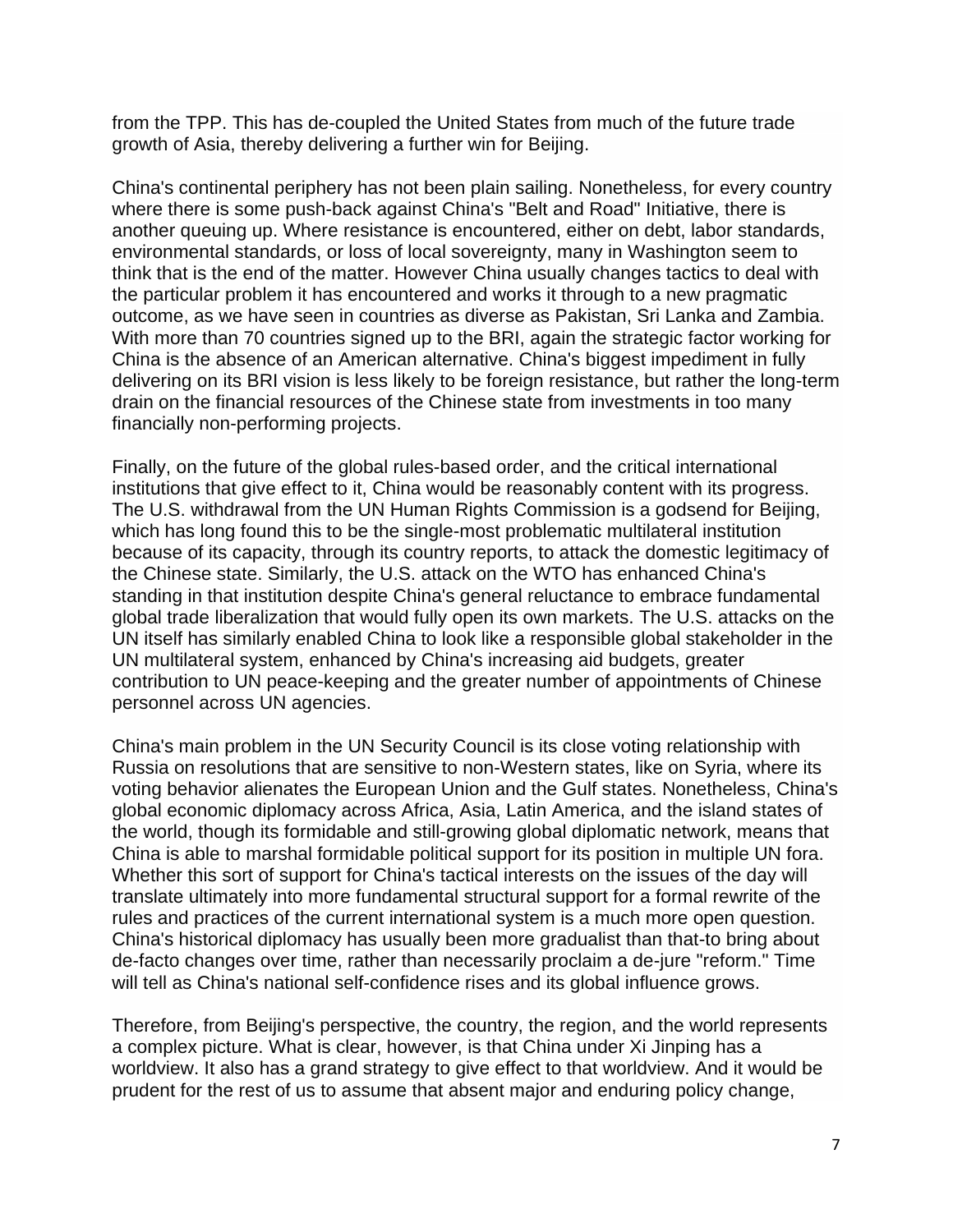from the TPP. This has de-coupled the United States from much of the future trade growth of Asia, thereby delivering a further win for Beijing.

China's continental periphery has not been plain sailing. Nonetheless, for every country where there is some push-back against China's "Belt and Road" Initiative, there is another queuing up. Where resistance is encountered, either on debt, labor standards, environmental standards, or loss of local sovereignty, many in Washington seem to think that is the end of the matter. However China usually changes tactics to deal with the particular problem it has encountered and works it through to a new pragmatic outcome, as we have seen in countries as diverse as Pakistan, Sri Lanka and Zambia. With more than 70 countries signed up to the BRI, again the strategic factor working for China is the absence of an American alternative. China's biggest impediment in fully delivering on its BRI vision is less likely to be foreign resistance, but rather the long-term drain on the financial resources of the Chinese state from investments in too many financially non-performing projects.

Finally, on the future of the global rules-based order, and the critical international institutions that give effect to it, China would be reasonably content with its progress. The U.S. withdrawal from the UN Human Rights Commission is a godsend for Beijing, which has long found this to be the single-most problematic multilateral institution because of its capacity, through its country reports, to attack the domestic legitimacy of the Chinese state. Similarly, the U.S. attack on the WTO has enhanced China's standing in that institution despite China's general reluctance to embrace fundamental global trade liberalization that would fully open its own markets. The U.S. attacks on the UN itself has similarly enabled China to look like a responsible global stakeholder in the UN multilateral system, enhanced by China's increasing aid budgets, greater contribution to UN peace-keeping and the greater number of appointments of Chinese personnel across UN agencies.

China's main problem in the UN Security Council is its close voting relationship with Russia on resolutions that are sensitive to non-Western states, like on Syria, where its voting behavior alienates the European Union and the Gulf states. Nonetheless, China's global economic diplomacy across Africa, Asia, Latin America, and the island states of the world, though its formidable and still-growing global diplomatic network, means that China is able to marshal formidable political support for its position in multiple UN fora. Whether this sort of support for China's tactical interests on the issues of the day will translate ultimately into more fundamental structural support for a formal rewrite of the rules and practices of the current international system is a much more open question. China's historical diplomacy has usually been more gradualist than that-to bring about de-facto changes over time, rather than necessarily proclaim a de-jure "reform." Time will tell as China's national self-confidence rises and its global influence grows.

Therefore, from Beijing's perspective, the country, the region, and the world represents a complex picture. What is clear, however, is that China under Xi Jinping has a worldview. It also has a grand strategy to give effect to that worldview. And it would be prudent for the rest of us to assume that absent major and enduring policy change,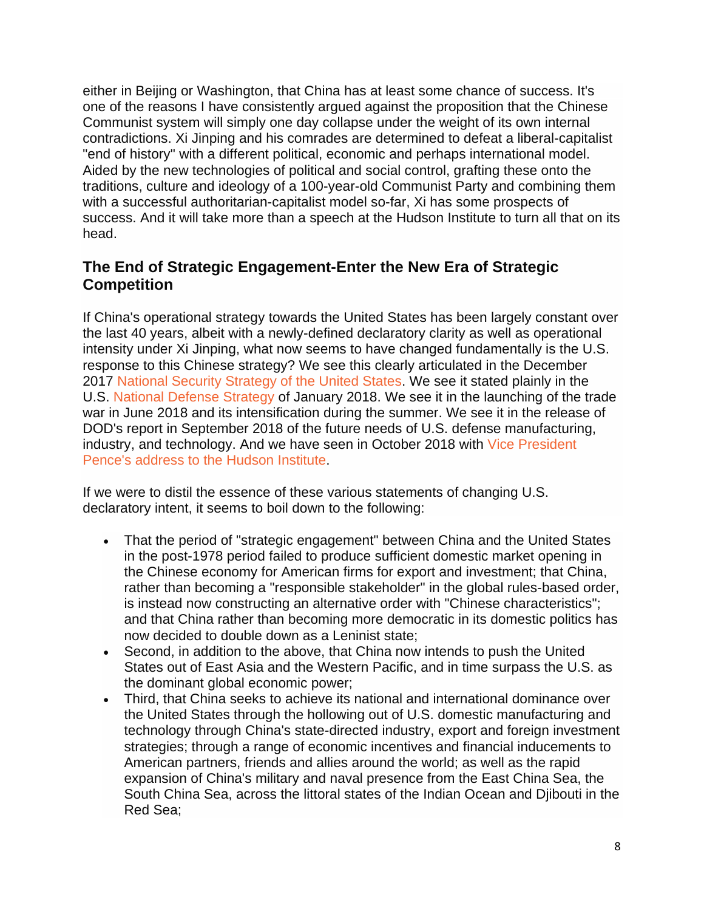either in Beijing or Washington, that China has at least some chance of success. It's one of the reasons I have consistently argued against the proposition that the Chinese Communist system will simply one day collapse under the weight of its own internal contradictions. Xi Jinping and his comrades are determined to defeat a liberal-capitalist "end of history" with a different political, economic and perhaps international model. Aided by the new technologies of political and social control, grafting these onto the traditions, culture and ideology of a 100-year-old Communist Party and combining them with a successful authoritarian-capitalist model so-far, Xi has some prospects of success. And it will take more than a speech at the Hudson Institute to turn all that on its head.

### The End of Strategic Engagement-Enter the New Era of Strategic Competition

If China's operational strategy towards the United States has been largely constant over the last 40 years, albeit with a newly-defined declaratory clarity as well as operational intensity under Xi Jinping, what now seems to have changed fundamentally is the U.S. response to this Chinese strategy? We see this clearly articulated in the December 2017 National Security Strategy of the United States. We see it stated plainly in the U.S. National Defense Strategy of January 2018. We see it in the launching of the trade war in June 2018 and its intensification during the summer. We see it in the release of DOD's report in September 2018 of the future needs of U.S. defense manufacturing, industry, and technology. And we have seen in October 2018 with Vice President Pence's address to the Hudson Institute.

If we were to distil the essence of these various statements of changing U.S. declaratory intent, it seems to boil down to the following:

- That the period of "strategic engagement" between China and the United States in the post-1978 period failed to produce sufficient domestic market opening in the Chinese economy for American firms for export and investment; that China, rather than becoming a "responsible stakeholder" in the global rules-based order, is instead now constructing an alternative order with "Chinese characteristics"; and that China rather than becoming more democratic in its domestic politics has now decided to double down as a Leninist state;
- Second, in addition to the above, that China now intends to push the United States out of East Asia and the Western Pacific, and in time surpass the U.S. as the dominant global economic power;
- Third, that China seeks to achieve its national and international dominance over the United States through the hollowing out of U.S. domestic manufacturing and technology through China's state-directed industry, export and foreign investment strategies; through a range of economic incentives and financial inducements to American partners, friends and allies around the world; as well as the rapid expansion of China's military and naval presence from the East China Sea, the South China Sea, across the littoral states of the Indian Ocean and Djibouti in the Red Sea;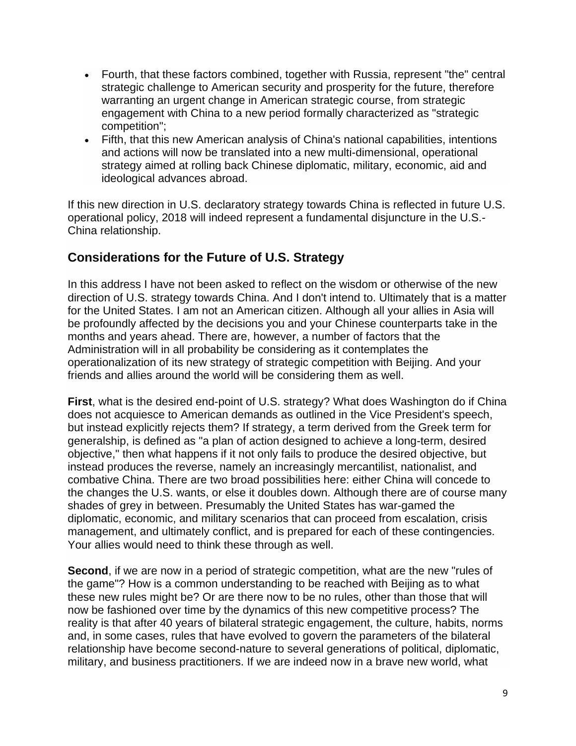- Fourth, that these factors combined, together with Russia, represent "the" central strategic challenge to American security and prosperity for the future, therefore warranting an urgent change in American strategic course, from strategic engagement with China to a new period formally characterized as "strategic competition";
- Fifth, that this new American analysis of China's national capabilities, intentions and actions will now be translated into a new multi-dimensional, operational strategy aimed at rolling back Chinese diplomatic, military, economic, aid and ideological advances abroad.

If this new direction in U.S. declaratory strategy towards China is reflected in future U.S. operational policy, 2018 will indeed represent a fundamental disjuncture in the U.S.-China relationship.

## Considerations for the Future of U.S. Strategy

In this address I have not been asked to reflect on the wisdom or otherwise of the new direction of U.S. strategy towards China. And I don't intend to. Ultimately that is a matter for the United States. I am not an American citizen. Although all your allies in Asia will be profoundly affected by the decisions you and your Chinese counterparts take in the months and years ahead. There are, however, a number of factors that the Administration will in all probability be considering as it contemplates the operationalization of its new strategy of strategic competition with Beijing. And your friends and allies around the world will be considering them as well.

**First**, what is the desired end-point of U.S. strategy? What does Washington do if China does not acquiesce to American demands as outlined in the Vice President's speech, but instead explicitly rejects them? If strategy, a term derived from the Greek term for generalship, is defined as "a plan of action designed to achieve a long-term, desired objective," then what happens if it not only fails to produce the desired objective, but instead produces the reverse, namely an increasingly mercantilist, nationalist, and combative China. There are two broad possibilities here: either China will concede to the changes the U.S. wants, or else it doubles down. Although there are of course many shades of grey in between. Presumably the United States has war-gamed the diplomatic, economic, and military scenarios that can proceed from escalation, crisis management, and ultimately conflict, and is prepared for each of these contingencies. Your allies would need to think these through as well.

**Second**, if we are now in a period of strategic competition, what are the new "rules of the game"? How is a common understanding to be reached with Beijing as to what these new rules might be? Or are there now to be no rules, other than those that will now be fashioned over time by the dynamics of this new competitive process? The reality is that after 40 years of bilateral strategic engagement, the culture, habits, norms and, in some cases, rules that have evolved to govern the parameters of the bilateral relationship have become second-nature to several generations of political, diplomatic, military, and business practitioners. If we are indeed now in a brave new world, what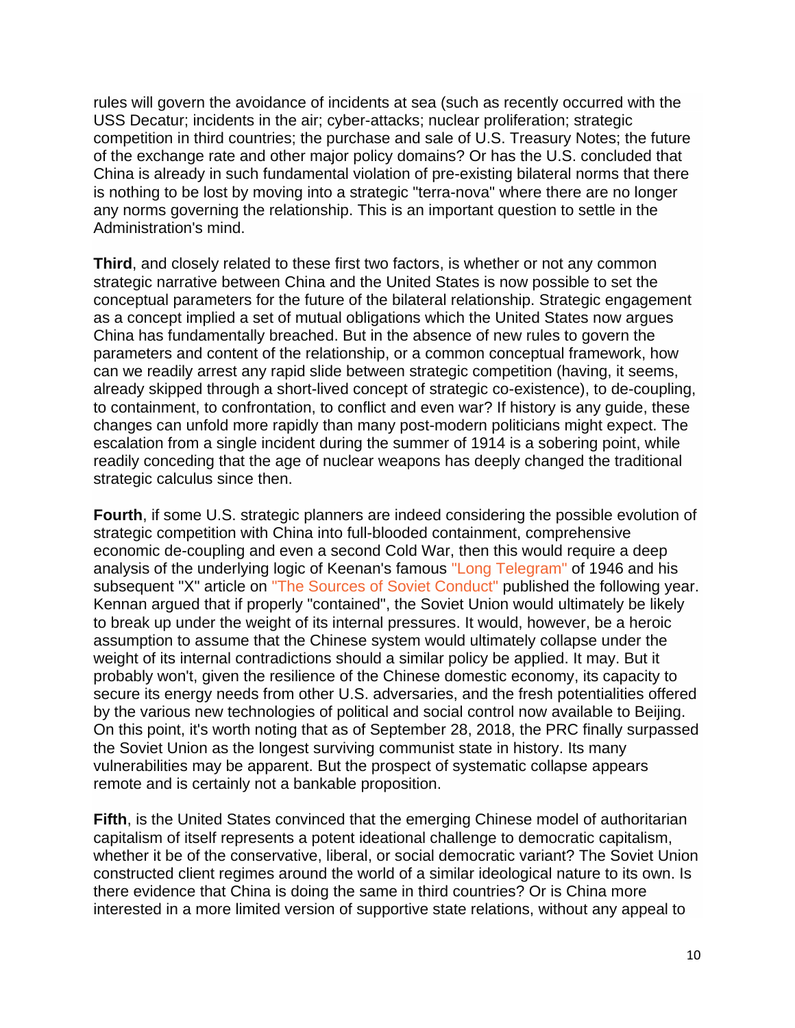rules will govern the avoidance of incidents at sea (such as recently occurred with the USS Decatur; incidents in the air; cyber-attacks; nuclear proliferation; strategic competition in third countries; the purchase and sale of U.S. Treasury Notes; the future of the exchange rate and other major policy domains? Or has the U.S. concluded that China is already in such fundamental violation of pre-existing bilateral norms that there is nothing to be lost by moving into a strategic "terra-nova" where there are no longer any norms governing the relationship. This is an important question to settle in the Administration's mind.

**Third**, and closely related to these first two factors, is whether or not any common strategic narrative between China and the United States is now possible to set the conceptual parameters for the future of the bilateral relationship. Strategic engagement as a concept implied a set of mutual obligations which the United States now argues China has fundamentally breached. But in the absence of new rules to govern the parameters and content of the relationship, or a common conceptual framework, how can we readily arrest any rapid slide between strategic competition (having, it seems, already skipped through a short-lived concept of strategic co-existence), to de-coupling, to containment, to confrontation, to conflict and even war? If history is any guide, these changes can unfold more rapidly than many post-modern politicians might expect. The escalation from a single incident during the summer of 1914 is a sobering point, while readily conceding that the age of nuclear weapons has deeply changed the traditional strategic calculus since then.

**Fourth**, if some U.S. strategic planners are indeed considering the possible evolution of strategic competition with China into full-blooded containment, comprehensive economic de-coupling and even a second Cold War, then this would require a deep analysis of the underlying logic of Keenan's famous "Long Telegram" of 1946 and his subsequent "X" article on "The Sources of Soviet Conduct" published the following year. Kennan argued that if properly "contained", the Soviet Union would ultimately be likely to break up under the weight of its internal pressures. It would, however, be a heroic assumption to assume that the Chinese system would ultimately collapse under the weight of its internal contradictions should a similar policy be applied. It may. But it probably won't, given the resilience of the Chinese domestic economy, its capacity to secure its energy needs from other U.S. adversaries, and the fresh potentialities offered by the various new technologies of political and social control now available to Beijing. On this point, it's worth noting that as of September 28, 2018, the PRC finally surpassed the Soviet Union as the longest surviving communist state in history. Its many vulnerabilities may be apparent. But the prospect of systematic collapse appears remote and is certainly not a bankable proposition.

**Fifth**, is the United States convinced that the emerging Chinese model of authoritarian capitalism of itself represents a potent ideational challenge to democratic capitalism, whether it be of the conservative, liberal, or social democratic variant? The Soviet Union constructed client regimes around the world of a similar ideological nature to its own. Is there evidence that China is doing the same in third countries? Or is China more interested in a more limited version of supportive state relations, without any appeal to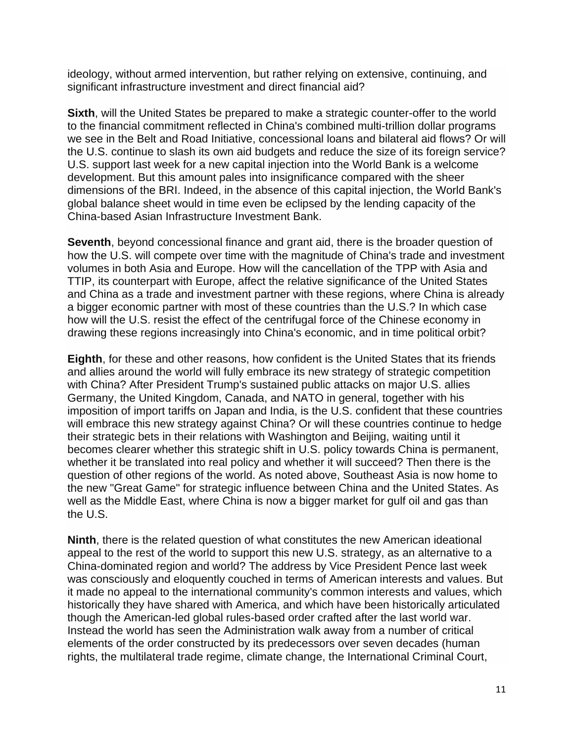ideology, without armed intervention, but rather relying on extensive, continuing, and significant infrastructure investment and direct financial aid?

**Sixth**, will the United States be prepared to make a strategic counter-offer to the world to the financial commitment reflected in China's combined multi-trillion dollar programs we see in the Belt and Road Initiative, concessional loans and bilateral aid flows? Or will the U.S. continue to slash its own aid budgets and reduce the size of its foreign service? U.S. support last week for a new capital injection into the World Bank is a welcome development. But this amount pales into insignificance compared with the sheer dimensions of the BRI. Indeed, in the absence of this capital injection, the World Bank's global balance sheet would in time even be eclipsed by the lending capacity of the China-based Asian Infrastructure Investment Bank.

**Seventh**, beyond concessional finance and grant aid, there is the broader question of how the U.S. will compete over time with the magnitude of China's trade and investment volumes in both Asia and Europe. How will the cancellation of the TPP with Asia and TTIP, its counterpart with Europe, affect the relative significance of the United States and China as a trade and investment partner with these regions, where China is already a bigger economic partner with most of these countries than the U.S.? In which case how will the U.S. resist the effect of the centrifugal force of the Chinese economy in drawing these regions increasingly into China's economic, and in time political orbit?

**Eighth**, for these and other reasons, how confident is the United States that its friends and allies around the world will fully embrace its new strategy of strategic competition with China? After President Trump's sustained public attacks on major U.S. allies Germany, the United Kingdom, Canada, and NATO in general, together with his imposition of import tariffs on Japan and India, is the U.S. confident that these countries will embrace this new strategy against China? Or will these countries continue to hedge their strategic bets in their relations with Washington and Beijing, waiting until it becomes clearer whether this strategic shift in U.S. policy towards China is permanent, whether it be translated into real policy and whether it will succeed? Then there is the question of other regions of the world. As noted above, Southeast Asia is now home to the new "Great Game" for strategic influence between China and the United States. As well as the Middle East, where China is now a bigger market for gulf oil and gas than the U.S.

**Ninth**, there is the related question of what constitutes the new American ideational appeal to the rest of the world to support this new U.S. strategy, as an alternative to a China-dominated region and world? The address by Vice President Pence last week was consciously and eloquently couched in terms of American interests and values. But it made no appeal to the international community's common interests and values, which historically they have shared with America, and which have been historically articulated though the American-led global rules-based order crafted after the last world war. Instead the world has seen the Administration walk away from a number of critical elements of the order constructed by its predecessors over seven decades (human rights, the multilateral trade regime, climate change, the International Criminal Court,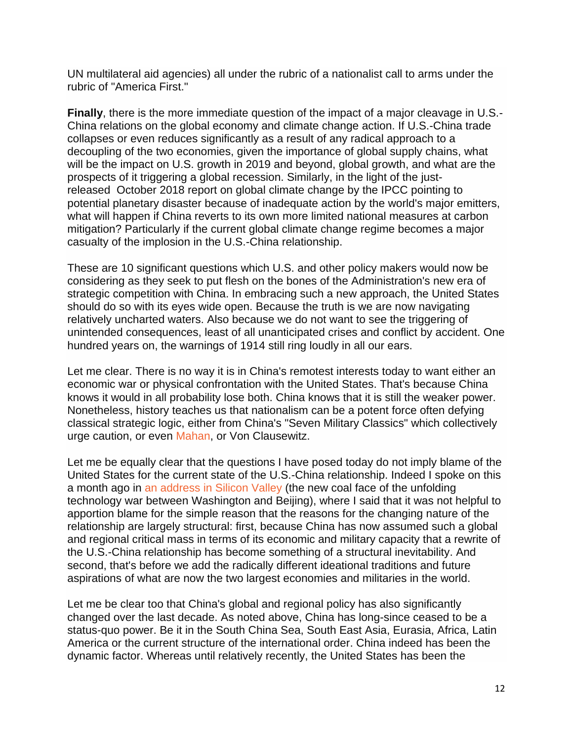UN multilateral aid agencies) all under the rubric of a nationalist call to arms under the rubric of "America First."

**Finally**, there is the more immediate question of the impact of a major cleavage in U.S.-China relations on the global economy and climate change action. If U.S.-China trade collapses or even reduces significantly as a result of any radical approach to a decoupling of the two economies, given the importance of global supply chains, what will be the impact on U.S. growth in 2019 and beyond, global growth, and what are the prospects of it triggering a global recession. Similarly, in the light of the just-released October 2018 report on global climate change by the IPCC pointing to potential planetary disaster because of inadequate action by the world's major emitters, what will happen if China reverts to its own more limited national measures at carbon mitigation? Particularly if the current global climate change regime becomes a major casualty of the implosion in the U.S.-China relationship.

These are 10 significant questions which U.S. and other policy makers would now be considering as they seek to put flesh on the bones of the Administration's new era of strategic competition with China. In embracing such a new approach, the United States should do so with its eyes wide open. Because the truth is we are now navigating relatively uncharted waters. Also because we do not want to see the triggering of unintended consequences, least of all unanticipated crises and conflict by accident. One hundred years on, the warnings of 1914 still ring loudly in all our ears.

Let me clear. There is no way it is in China's remotest interests today to want either an economic war or physical confrontation with the United States. That's because China knows it would in all probability lose both. China knows that it is still the weaker power. Nonetheless, history teaches us that nationalism can be a potent force often defying classical strategic logic, either from China's "Seven Military Classics" which collectively urge caution, or even Mahan, or Von Clausewitz.

Let me be equally clear that the questions I have posed today do not imply blame of the United States for the current state of the U.S.-China relationship. Indeed I spoke on this a month ago in an address in Silicon Valley (the new coal face of the unfolding technology war between Washington and Beijing), where I said that it was not helpful to apportion blame for the simple reason that the reasons for the changing nature of the relationship are largely structural: first, because China has now assumed such a global and regional critical mass in terms of its economic and military capacity that a rewrite of the U.S.-China relationship has become something of a structural inevitability. And second, that's before we add the radically different ideational traditions and future aspirations of what are now the two largest economies and militaries in the world.

Let me be clear too that China's global and regional policy has also significantly changed over the last decade. As noted above, China has long-since ceased to be a status-quo power. Be it in the South China Sea, South East Asia, Eurasia, Africa, Latin America or the current structure of the international order. China indeed has been the dynamic factor. Whereas until relatively recently, the United States has been the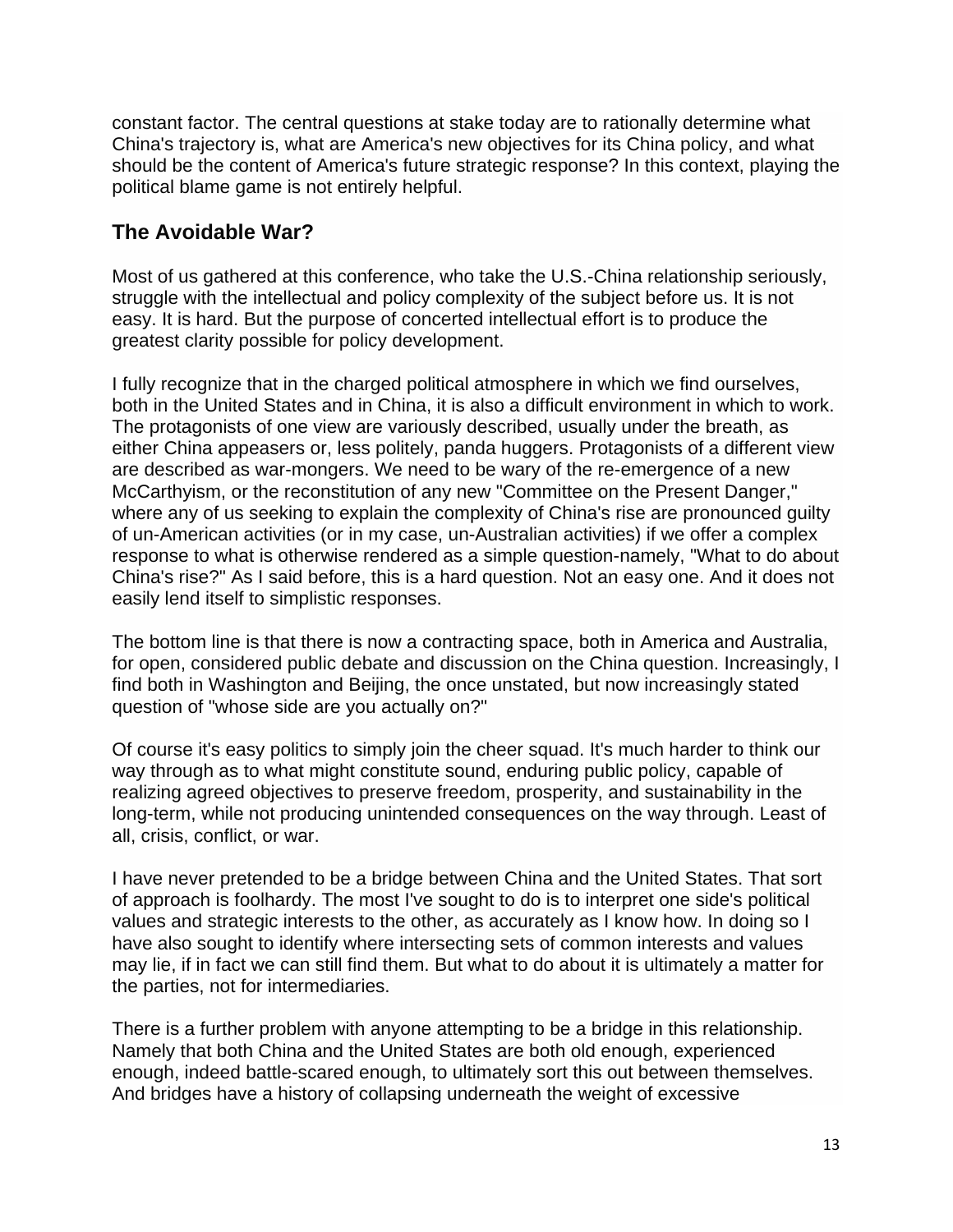constant factor. The central questions at stake today are to rationally determine what China's trajectory is, what are America's new objectives for its China policy, and what should be the content of America's future strategic response? In this context, playing the political blame game is not entirely helpful.

## The Avoidable War?

Most of us gathered at this conference, who take the U.S.-China relationship seriously, struggle with the intellectual and policy complexity of the subject before us. It is not easy. It is hard. But the purpose of concerted intellectual effort is to produce the greatest clarity possible for policy development.

I fully recognize that in the charged political atmosphere in which we find ourselves, both in the United States and in China, it is also a difficult environment in which to work. The protagonists of one view are variously described, usually under the breath, as either China appeasers or, less politely, panda huggers. Protagonists of a different view are described as war-mongers. We need to be wary of the re-emergence of a new McCarthyism, or the reconstitution of any new "Committee on the Present Danger," where any of us seeking to explain the complexity of China's rise are pronounced guilty of un-American activities (or in my case, un-Australian activities) if we offer a complex response to what is otherwise rendered as a simple question-namely, "What to do about China's rise?" As I said before, this is a hard question. Not an easy one. And it does not easily lend itself to simplistic responses.

The bottom line is that there is now a contracting space, both in America and Australia, for open, considered public debate and discussion on the China question. Increasingly, I find both in Washington and Beijing, the once unstated, but now increasingly stated question of "whose side are you actually on?"

Of course it's easy politics to simply join the cheer squad. It's much harder to think our way through as to what might constitute sound, enduring public policy, capable of realizing agreed objectives to preserve freedom, prosperity, and sustainability in the long-term, while not producing unintended consequences on the way through. Least of all, crisis, conflict, or war.

I have never pretended to be a bridge between China and the United States. That sort of approach is foolhardy. The most I've sought to do is to interpret one side's political values and strategic interests to the other, as accurately as I know how. In doing so I have also sought to identify where intersecting sets of common interests and values may lie, if in fact we can still find them. But what to do about it is ultimately a matter for the parties, not for intermediaries.

There is a further problem with anyone attempting to be a bridge in this relationship. Namely that both China and the United States are both old enough, experienced enough, indeed battle-scared enough, to ultimately sort this out between themselves. And bridges have a history of collapsing underneath the weight of excessive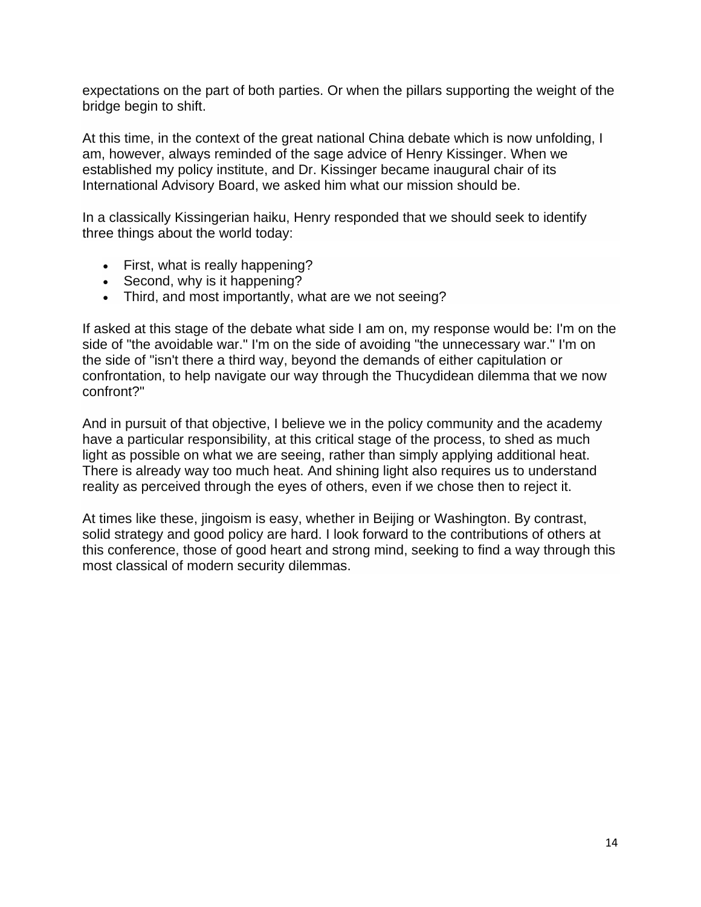expectations on the part of both parties. Or when the pillars supporting the weight of the bridge begin to shift.

At this time, in the context of the great national China debate which is now unfolding, I am, however, always reminded of the sage advice of Henry Kissinger. When we established my policy institute, and Dr. Kissinger became inaugural chair of its International Advisory Board, we asked him what our mission should be.

In a classically Kissingerian haiku, Henry responded that we should seek to identify three things about the world today:

- First, what is really happening?
- Second, why is it happening?
- Third, and most importantly, what are we not seeing?

If asked at this stage of the debate what side I am on, my response would be: I'm on the side of "the avoidable war." I'm on the side of avoiding "the unnecessary war." I'm on the side of "isn't there a third way, beyond the demands of either capitulation or confrontation, to help navigate our way through the Thucydidean dilemma that we now confront?"

And in pursuit of that objective, I believe we in the policy community and the academy have a particular responsibility, at this critical stage of the process, to shed as much light as possible on what we are seeing, rather than simply applying additional heat. There is already way too much heat. And shining light also requires us to understand reality as perceived through the eyes of others, even if we chose then to reject it.

At times like these, jingoism is easy, whether in Beijing or Washington. By contrast, solid strategy and good policy are hard. I look forward to the contributions of others at this conference, those of good heart and strong mind, seeking to find a way through this most classical of modern security dilemmas.